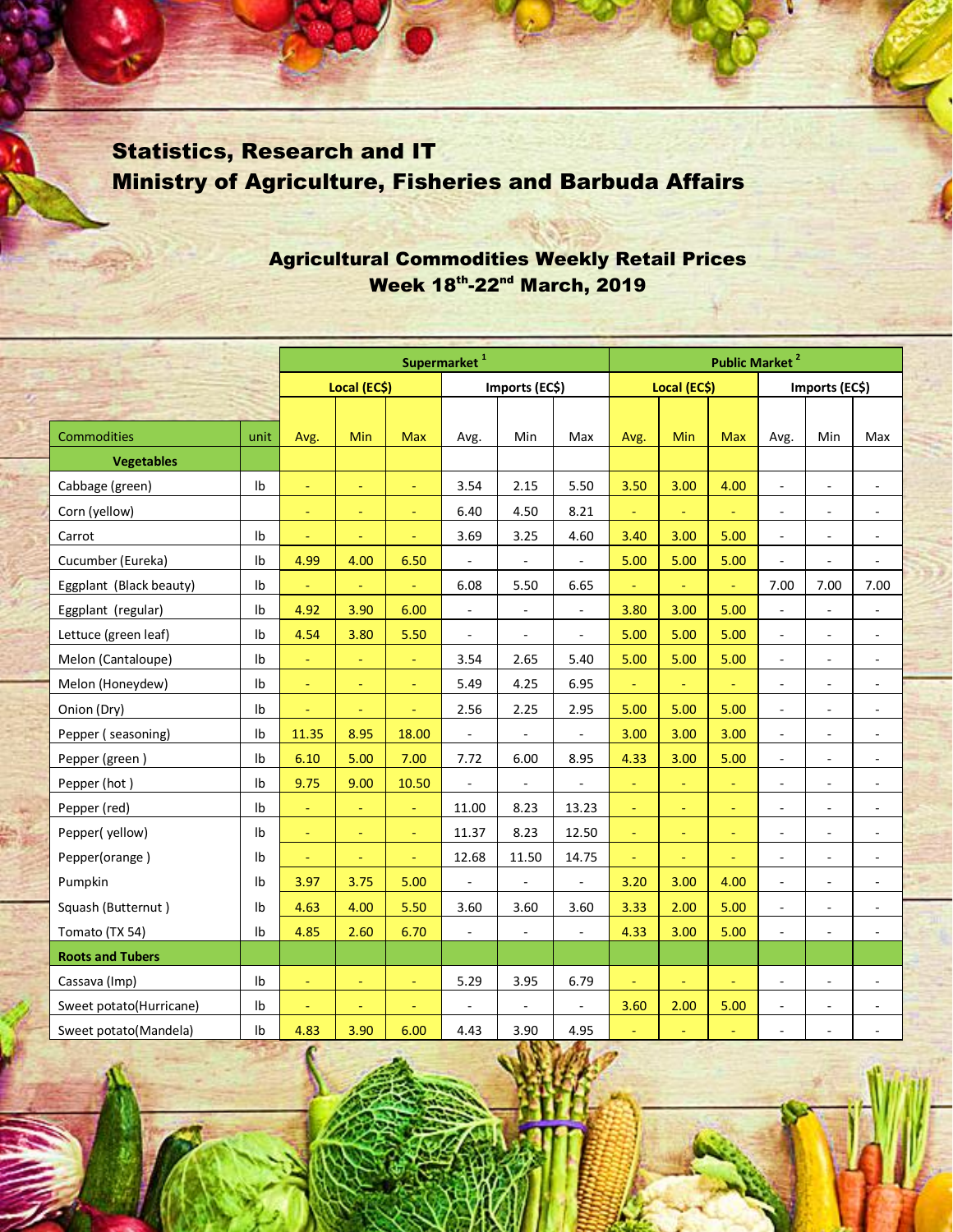# Statistics, Research and IT
# Ministry of Agriculture, Fisheries and Barbuda Affairs

## Agricultural Commodities Weekly Retail Prices
## Week 18th-22nd March, 2019

| | | Supermarket [1] | | | | | | Public Market [2] | | | | | |
|---|---|---|---|---|---|---|---|---|---|---|---|---|---|
| | | Local (EC$) | | | Imports (EC$) | | | Local (EC$) | | | Imports (EC$) | | |
| Commodities | unit | Avg. | Min | Max | Avg. | Min | Max | Avg. | Min | Max | Avg. | Min | Max |
| **Vegetables** | | | | | | | | | | | | | |
| Cabbage (green) | lb | - | - | - | 3.54 | 2.15 | 5.50 | 3.50 | 3.00 | 4.00 | - | - | - |
| Corn (yellow) | | - | - | - | 6.40 | 4.50 | 8.21 | - | - | - | - | - | - |
| Carrot | lb | - | - | - | 3.69 | 3.25 | 4.60 | 3.40 | 3.00 | 5.00 | - | - | - |
| Cucumber (Eureka) | lb | 4.99 | 4.00 | 6.50 | - | - | - | 5.00 | 5.00 | 5.00 | - | - | - |
| Eggplant (Black beauty) | lb | - | - | - | 6.08 | 5.50 | 6.65 | - | - | - | 7.00 | 7.00 | 7.00 |
| Eggplant (regular) | lb | 4.92 | 3.90 | 6.00 | - | - | - | 3.80 | 3.00 | 5.00 | - | - | - |
| Lettuce (green leaf) | lb | 4.54 | 3.80 | 5.50 | - | - | - | 5.00 | 5.00 | 5.00 | - | - | - |
| Melon (Cantaloupe) | lb | - | - | - | 3.54 | 2.65 | 5.40 | 5.00 | 5.00 | 5.00 | - | - | - |
| Melon (Honeydew) | lb | - | - | - | 5.49 | 4.25 | 6.95 | - | - | - | - | - | - |
| Onion (Dry) | lb | - | - | - | 2.56 | 2.25 | 2.95 | 5.00 | 5.00 | 5.00 | - | - | - |
| Pepper ( seasoning) | lb | 11.35 | 8.95 | 18.00 | - | - | - | 3.00 | 3.00 | 3.00 | - | - | - |
| Pepper (green ) | lb | 6.10 | 5.00 | 7.00 | 7.72 | 6.00 | 8.95 | 4.33 | 3.00 | 5.00 | - | - | - |
| Pepper (hot ) | lb | 9.75 | 9.00 | 10.50 | - | - | - | - | - | - | - | - | - |
| Pepper (red) | lb | - | - | - | 11.00 | 8.23 | 13.23 | - | - | - | - | - | - |
| Pepper( yellow) | lb | - | - | - | 11.37 | 8.23 | 12.50 | - | - | - | - | - | - |
| Pepper(orange ) | lb | - | - | - | 12.68 | 11.50 | 14.75 | - | - | - | - | - | - |
| Pumpkin | lb | 3.97 | 3.75 | 5.00 | - | - | - | 3.20 | 3.00 | 4.00 | - | - | - |
| Squash (Butternut ) | lb | 4.63 | 4.00 | 5.50 | 3.60 | 3.60 | 3.60 | 3.33 | 2.00 | 5.00 | - | - | - |
| Tomato (TX 54) | lb | 4.85 | 2.60 | 6.70 | - | - | - | 4.33 | 3.00 | 5.00 | - | - | - |
| **Roots and Tubers** | | | | | | | | | | | | | |
| Cassava (Imp) | lb | - | - | - | 5.29 | 3.95 | 6.79 | - | - | - | - | - | - |
| Sweet potato(Hurricane) | lb | - | - | - | - | - | - | 3.60 | 2.00 | 5.00 | - | - | - |
| Sweet potato(Mandela) | lb | 4.83 | 3.90 | 6.00 | 4.43 | 3.90 | 4.95 | - | - | - | - | - | - |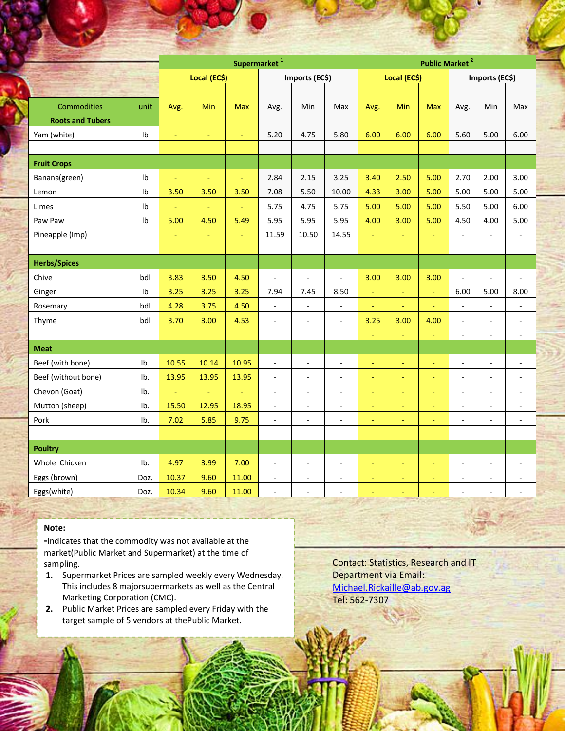| Commodities | unit | Supermarket [1] | | | | | | Public Market [2] | | | | | |
|---|---|---|---|---|---|---|---|---|---|---|---|---|---|
| | | Local (EC$) | | | Imports (EC$) | | | Local (EC$) | | | Imports (EC$) | | |
| | | Avg. | Min | Max | Avg. | Min | Max | Avg. | Min | Max | Avg. | Min | Max |
| **Roots and Tubers** | | | | | | | | | | | | | |
| Yam (white) | lb | - | - | - | 5.20 | 4.75 | 5.80 | 6.00 | 6.00 | 6.00 | 5.60 | 5.00 | 6.00 |
| | | | | | | | | | | | | | |
| **Fruit Crops** | | | | | | | | | | | | | |
| Banana(green) | lb | - | - | - | 2.84 | 2.15 | 3.25 | 3.40 | 2.50 | 5.00 | 2.70 | 2.00 | 3.00 |
| Lemon | lb | 3.50 | 3.50 | 3.50 | 7.08 | 5.50 | 10.00 | 4.33 | 3.00 | 5.00 | 5.00 | 5.00 | 5.00 |
| Limes | lb | - | - | - | 5.75 | 4.75 | 5.75 | 5.00 | 5.00 | 5.00 | 5.50 | 5.00 | 6.00 |
| Paw Paw | lb | 5.00 | 4.50 | 5.49 | 5.95 | 5.95 | 5.95 | 4.00 | 3.00 | 5.00 | 4.50 | 4.00 | 5.00 |
| Pineapple (Imp) | | - | - | - | 11.59 | 10.50 | 14.55 | - | - | - | - | - | - |
| | | | | | | | | | | | | | |
| **Herbs/Spices** | | | | | | | | | | | | | |
| Chive | bdl | 3.83 | 3.50 | 4.50 | - | - | - | 3.00 | 3.00 | 3.00 | - | - | - |
| Ginger | lb | 3.25 | 3.25 | 3.25 | 7.94 | 7.45 | 8.50 | - | - | - | 6.00 | 5.00 | 8.00 |
| Rosemary | bdl | 4.28 | 3.75 | 4.50 | - | - | - | - | - | - | - | - | - |
| Thyme | bdl | 3.70 | 3.00 | 4.53 | - | - | - | 3.25 | 3.00 | 4.00 | - | - | - |
| | | | | | | | | - | - | - | - | - | - |
| **Meat** | | | | | | | | | | | | | |
| Beef (with bone) | lb. | 10.55 | 10.14 | 10.95 | - | - | - | - | - | - | - | - | - |
| Beef (without bone) | lb. | 13.95 | 13.95 | 13.95 | - | - | - | - | - | - | - | - | - |
| Chevon (Goat) | lb. | - | - | - | - | - | - | - | - | - | - | - | - |
| Mutton (sheep) | lb. | 15.50 | 12.95 | 18.95 | - | - | - | - | - | - | - | - | - |
| Pork | lb. | 7.02 | 5.85 | 9.75 | - | - | - | - | - | - | - | - | - |
| | | | | | | | | | | | | | |
| **Poultry** | | | | | | | | | | | | | |
| Whole Chicken | lb. | 4.97 | 3.99 | 7.00 | - | - | - | - | - | - | - | - | - |
| Eggs (brown) | Doz. | 10.37 | 9.60 | 11.00 | - | - | - | - | - | - | - | - | - |
| Eggs(white) | Doz. | 10.34 | 9.60 | 11.00 | - | - | - | - | - | - | - | - | - |

**Note:**

**-**Indicates that the commodity was not available at the market(Public Market and Supermarket) at the time of sampling.

1. Supermarket Prices are sampled weekly every Wednesday. This includes 8 majorsupermarkets as well as the Central Marketing Corporation (CMC).
2. Public Market Prices are sampled every Friday with the target sample of 5 vendors at thePublic Market.

Contact: Statistics, Research and IT Department via Email: Michael.Rickaille@ab.gov.ag
Tel: 562-7307